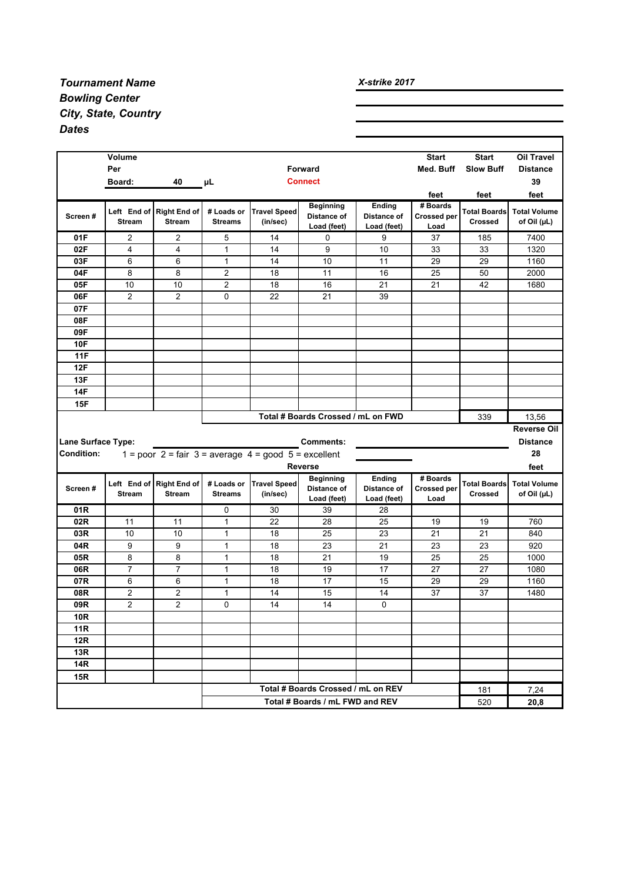***Tournament Name*** ***X-strike 2017***

***Bowling Center***

***City, State, Country***

***Dates***

| | Volume Per Board: | 40 | µL | | Forward **Connect** | | Start Med. Buff feet | Start Slow Buff feet | Oil Travel Distance 39 feet |
|---|---|---|---|---|---|---|---|---|---|
| **Screen #** | **Left End of Stream** | **Right End of Stream** | **# Loads or Streams** | **Travel Speed (in/sec)** | **Beginning Distance of Load (feet)** | **Ending Distance of Load (feet)** | **# Boards Crossed per Load** | **Total Boards Crossed** | **Total Volume of Oil (µL)** |
| **01F** | 2 | 2 | 5 | 14 | 0 | 9 | 37 | 185 | 7400 |
| **02F** | 4 | 4 | 1 | 14 | 9 | 10 | 33 | 33 | 1320 |
| **03F** | 6 | 6 | 1 | 14 | 10 | 11 | 29 | 29 | 1160 |
| **04F** | 8 | 8 | 2 | 18 | 11 | 16 | 25 | 50 | 2000 |
| **05F** | 10 | 10 | 2 | 18 | 16 | 21 | 21 | 42 | 1680 |
| **06F** | 2 | 2 | 0 | 22 | 21 | 39 | | | |
| **07F** | | | | | | | | | |
| **08F** | | | | | | | | | |
| **09F** | | | | | | | | | |
| **10F** | | | | | | | | | |
| **11F** | | | | | | | | | |
| **12F** | | | | | | | | | |
| **13F** | | | | | | | | | |
| **14F** | | | | | | | | | |
| **15F** | | | | | | | | | |
| | | | **Total # Boards Crossed / mL on FWD** | | | | | 339 | 13,56 |

**Lane Surface Type:** **Comments:**

**Condition:** 1 = poor 2 = fair 3 = average 4 = good 5 = excellent

| | | | | | Reverse | | | | Reverse Oil Distance 28 feet |
|---|---|---|---|---|---|---|---|---|---|
| **Screen #** | **Left End of Stream** | **Right End of Stream** | **# Loads or Streams** | **Travel Speed (in/sec)** | **Beginning Distance of Load (feet)** | **Ending Distance of Load (feet)** | **# Boards Crossed per Load** | **Total Boards Crossed** | **Total Volume of Oil (µL)** |
| **01R** | | | 0 | 30 | 39 | 28 | | | |
| **02R** | 11 | 11 | 1 | 22 | 28 | 25 | 19 | 19 | 760 |
| **03R** | 10 | 10 | 1 | 18 | 25 | 23 | 21 | 21 | 840 |
| **04R** | 9 | 9 | 1 | 18 | 23 | 21 | 23 | 23 | 920 |
| **05R** | 8 | 8 | 1 | 18 | 21 | 19 | 25 | 25 | 1000 |
| **06R** | 7 | 7 | 1 | 18 | 19 | 17 | 27 | 27 | 1080 |
| **07R** | 6 | 6 | 1 | 18 | 17 | 15 | 29 | 29 | 1160 |
| **08R** | 2 | 2 | 1 | 14 | 15 | 14 | 37 | 37 | 1480 |
| **09R** | 2 | 2 | 0 | 14 | 14 | 0 | | | |
| **10R** | | | | | | | | | |
| **11R** | | | | | | | | | |
| **12R** | | | | | | | | | |
| **13R** | | | | | | | | | |
| **14R** | | | | | | | | | |
| **15R** | | | | | | | | | |
| | | | **Total # Boards Crossed / mL on REV** | | | | | 181 | 7,24 |
| | | | **Total # Boards / mL FWD and REV** | | | | | 520 | **20,8** |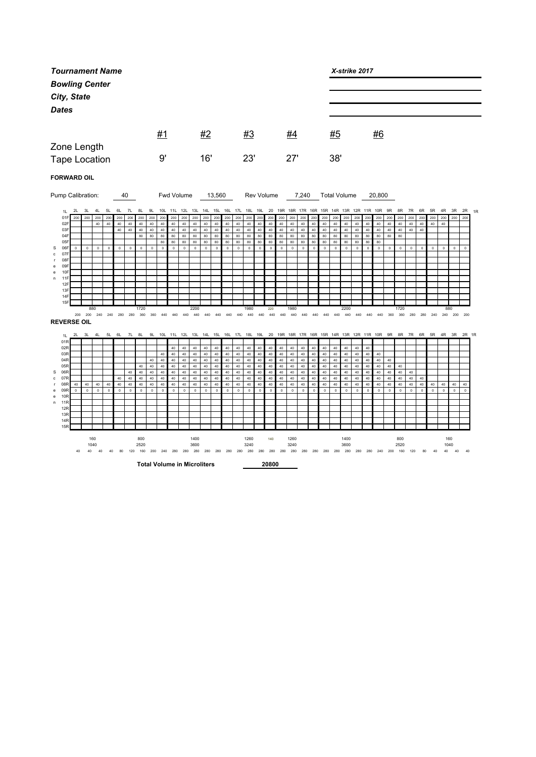***Tournament Name***

***Bowling Center***

***City, State***

***Dates***

***X-strike 2017***

| | #1 | #2 | #3 | #4 | #5 | #6 |
|---|---|---|---|---|---|---|
| Zone Length | | | | | | |
| Tape Location | 9' | 16' | 23' | 27' | 38' | |

**FORWARD OIL**

Pump Calibration: 40 &nbsp;&nbsp; Fwd Volume 13,560 &nbsp;&nbsp; Rev Volume 7,240 &nbsp;&nbsp; Total Volume 20,800

| | 2L | 3L | 4L | 5L | 6L | 7L | 8L | 9L | 10L | 11L | 12L | 13L | 14L | 15L | 16L | 17L | 18L | 19L | 20 | 19R | 18R | 17R | 16R | 15R | 14R | 13R | 12R | 11R | 10R | 9R | 8R | 7R | 6R | 5R | 4R | 3R | 2R |
|---|---|---|---|---|---|---|---|---|---|---|---|---|---|---|---|---|---|---|---|---|---|---|---|---|---|---|---|---|---|---|---|---|---|---|---|---|---|
| 01F | 200 | 200 | 200 | 200 | 200 | 200 | 200 | 200 | 200 | 200 | 200 | 200 | 200 | 200 | 200 | 200 | 200 | 200 | 200 | 200 | 200 | 200 | 200 | 200 | 200 | 200 | 200 | 200 | 200 | 200 | 200 | 200 | 200 | 200 | 200 | 200 | 200 |
| 02F | | | 40 | 40 | 40 | 40 | 40 | 40 | 40 | 40 | 40 | 40 | 40 | 40 | 40 | 40 | 40 | 40 | 40 | 40 | 40 | 40 | 40 | 40 | 40 | 40 | 40 | 40 | 40 | 40 | 40 | 40 | 40 | 40 | 40 | | |
| 03F | | | | | 40 | 40 | 40 | 40 | 40 | 40 | 40 | 40 | 40 | 40 | 40 | 40 | 40 | 40 | 40 | 40 | 40 | 40 | 40 | 40 | 40 | 40 | 40 | 40 | 40 | 40 | 40 | 40 | 40 | | | | |
| 04F | | | | | | | 80 | 80 | 80 | 80 | 80 | 80 | 80 | 80 | 80 | 80 | 80 | 80 | 80 | 80 | 80 | 80 | 80 | 80 | 80 | 80 | 80 | 80 | 80 | 80 | 80 | | | | | | |
| 05F | | | | | | | | | 80 | 80 | 80 | 80 | 80 | 80 | 80 | 80 | 80 | 80 | 80 | 80 | 80 | 80 | 80 | 80 | 80 | 80 | 80 | 80 | 80 | | | | | | | | |
| 06F | 0 | 0 | 0 | 0 | 0 | 0 | 0 | 0 | 0 | 0 | 0 | 0 | 0 | 0 | 0 | 0 | 0 | 0 | 0 | 0 | 0 | 0 | 0 | 0 | 0 | 0 | 0 | 0 | 0 | 0 | 0 | 0 | 0 | 0 | 0 | 0 | 0 |
| 07F | | | | | | | | | | | | | | | | | | | | | | | | | | | | | | | | | | | | | |
| 08F | | | | | | | | | | | | | | | | | | | | | | | | | | | | | | | | | | | | | |
| 09F | | | | | | | | | | | | | | | | | | | | | | | | | | | | | | | | | | | | | |
| 10F | | | | | | | | | | | | | | | | | | | | | | | | | | | | | | | | | | | | | |
| 11F | | | | | | | | | | | | | | | | | | | | | | | | | | | | | | | | | | | | | |
| 12F | | | | | | | | | | | | | | | | | | | | | | | | | | | | | | | | | | | | | |
| 13F | | | | | | | | | | | | | | | | | | | | | | | | | | | | | | | | | | | | | |
| 14F | | | | | | | | | | | | | | | | | | | | | | | | | | | | | | | | | | | | | |
| 15F | | | | | | | | | | | | | | | | | | | | | | | | | | | | | | | | | | | | | |
| | | 880 | | | | | 1720 | | | | | 2200 | | | | | 1980 | | 220 | | 1980 | | | | | 2200 | | | | | 1720 | | | | | 880 | |
| | 200 | 200 | 240 | 240 | 280 | 280 | 360 | 360 | 440 | 440 | 440 | 440 | 440 | 440 | 440 | 440 | 440 | 440 | 440 | 440 | 440 | 440 | 440 | 440 | 440 | 440 | 440 | 440 | 440 | 360 | 360 | 280 | 280 | 240 | 240 | 200 | 200 |

**REVERSE OIL**

| | 2L | 3L | 4L | 5L | 6L | 7L | 8L | 9L | 10L | 11L | 12L | 13L | 14L | 15L | 16L | 17L | 18L | 19L | 20 | 19R | 18R | 17R | 16R | 15R | 14R | 13R | 12R | 11R | 10R | 9R | 8R | 7R | 6R | 5R | 4R | 3R | 2R |
|---|---|---|---|---|---|---|---|---|---|---|---|---|---|---|---|---|---|---|---|---|---|---|---|---|---|---|---|---|---|---|---|---|---|---|---|---|---|
| 01R | | | | | | | | | | | | | | | | | | | | | | | | | | | | | | | | | | | | | |
| 02R | | | | | | | | | | 40 | 40 | 40 | 40 | 40 | 40 | 40 | 40 | 40 | 40 | 40 | 40 | 40 | 40 | 40 | 40 | 40 | 40 | 40 | | | | | | | | | |
| 03R | | | | | | | | | 40 | 40 | 40 | 40 | 40 | 40 | 40 | 40 | 40 | 40 | 40 | 40 | 40 | 40 | 40 | 40 | 40 | 40 | 40 | 40 | 40 | | | | | | | | |
| 04R | | | | | | | | 40 | 40 | 40 | 40 | 40 | 40 | 40 | 40 | 40 | 40 | 40 | 40 | 40 | 40 | 40 | 40 | 40 | 40 | 40 | 40 | 40 | 40 | 40 | | | | | | | |
| 05R | | | | | | | 40 | 40 | 40 | 40 | 40 | 40 | 40 | 40 | 40 | 40 | 40 | 40 | 40 | 40 | 40 | 40 | 40 | 40 | 40 | 40 | 40 | 40 | 40 | 40 | 40 | | | | | | |
| 06R | | | | | | 40 | 40 | 40 | 40 | 40 | 40 | 40 | 40 | 40 | 40 | 40 | 40 | 40 | 40 | 40 | 40 | 40 | 40 | 40 | 40 | 40 | 40 | 40 | 40 | 40 | 40 | 40 | | | | | |
| 07R | | | | | 40 | 40 | 40 | 40 | 40 | 40 | 40 | 40 | 40 | 40 | 40 | 40 | 40 | 40 | 40 | 40 | 40 | 40 | 40 | 40 | 40 | 40 | 40 | 40 | 40 | 40 | 40 | 40 | 40 | | | | |
| 08R | 40 | 40 | 40 | 40 | 40 | 40 | 40 | 40 | 40 | 40 | 40 | 40 | 40 | 40 | 40 | 40 | 40 | 40 | 40 | 40 | 40 | 40 | 40 | 40 | 40 | 40 | 40 | 40 | 40 | 40 | 40 | 40 | 40 | 40 | 40 | 40 | 40 |
| 09R | 0 | 0 | 0 | 0 | 0 | 0 | 0 | 0 | 0 | 0 | 0 | 0 | 0 | 0 | 0 | 0 | 0 | 0 | 0 | 0 | 0 | 0 | 0 | 0 | 0 | 0 | 0 | 0 | 0 | 0 | 0 | 0 | 0 | 0 | 0 | 0 | 0 |
| 10R | | | | | | | | | | | | | | | | | | | | | | | | | | | | | | | | | | | | | |
| 11R | | | | | | | | | | | | | | | | | | | | | | | | | | | | | | | | | | | | | |
| 12R | | | | | | | | | | | | | | | | | | | | | | | | | | | | | | | | | | | | | |
| 13R | | | | | | | | | | | | | | | | | | | | | | | | | | | | | | | | | | | | | |
| 14R | | | | | | | | | | | | | | | | | | | | | | | | | | | | | | | | | | | | | |
| 15R | | | | | | | | | | | | | | | | | | | | | | | | | | | | | | | | | | | | | |
| | | 160 | | | | | 800 | | | | | 1400 | | | | | 1260 | | 140 | | 1260 | | | | | 1400 | | | | | 800 | | | | | 160 | |
| | | 1040 | | | | | 2520 | | | | | 3600 | | | | | 3240 | | | | 3240 | | | | | 3600 | | | | | 2520 | | | | | 1040 | |
| | 40 | 40 | 40 | 40 | 80 | 120 | 160 | 200 | 240 | 280 | 280 | 280 | 280 | 280 | 280 | 280 | 280 | 280 | 280 | 280 | 280 | 280 | 280 | 280 | 280 | 280 | 280 | 280 | 240 | 200 | 160 | 120 | 80 | 40 | 40 | 40 | 40 |

**Total Volume in Microliters** &nbsp;&nbsp; **20800**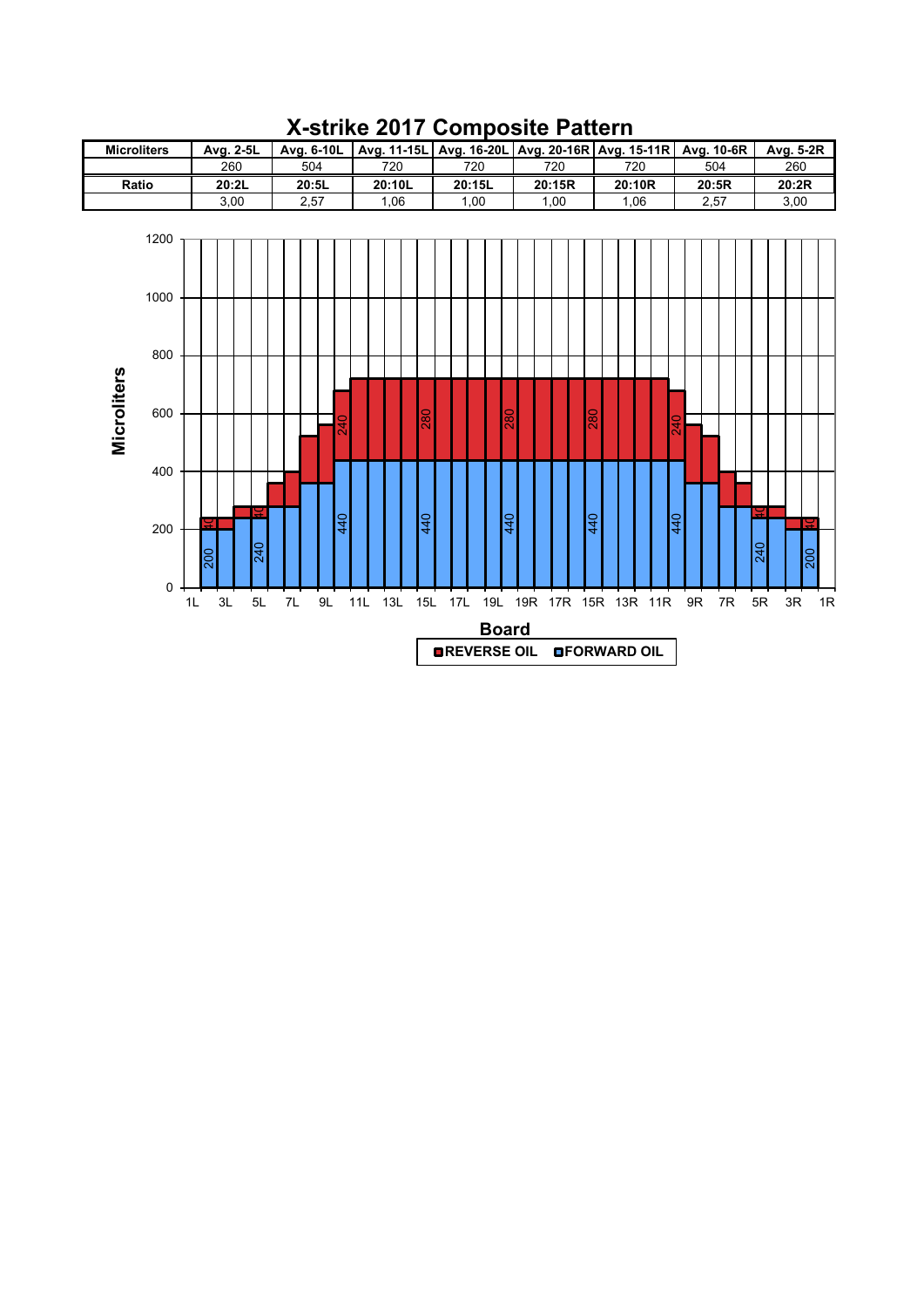# X-strike 2017 Composite Pattern

| Microliters | Avg. 2-5L | Avg. 6-10L | Avg. 11-15L | Avg. 16-20L | Avg. 20-16R | Avg. 15-11R | Avg. 10-6R | Avg. 5-2R |
|---|---|---|---|---|---|---|---|---|
| | 260 | 504 | 720 | 720 | 720 | 720 | 504 | 260 |
| **Ratio** | **20:2L** | **20:5L** | **20:10L** | **20:15L** | **20:15R** | **20:10R** | **20:5R** | **20:2R** |
| | 3,00 | 2,57 | 1,06 | 1,00 | 1,00 | 1,06 | 2,57 | 3,00 |

**Microliters**

1200, 1000, 800, 600, 400, 200, 0

1L 3L 5L 7L 9L 11L 13L 15L 17L 19L 19R 17R 15R 13R 11R 9R 7R 5R 3R 1R

**Board**

**REVERSE OIL** **FORWARD OIL**

Reverse oil labels: 40, 40, 240, 280, 280, 280, 240, 40, 40

Forward oil labels: 200, 240, 440, 440, 440, 440, 440, 240, 200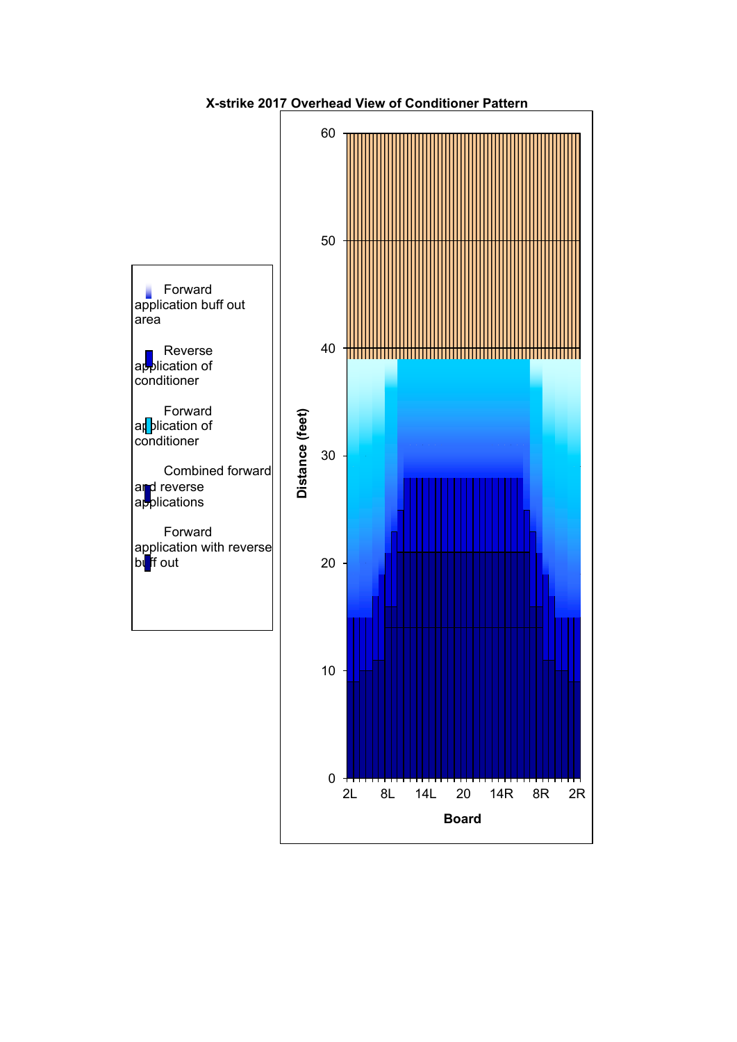X-strike 2017 Overhead View of Conditioner Pattern

Forward application buff out area

Reverse application of conditioner

Forward application of conditioner

Combined forward and reverse applications

Forward application with reverse buff out

Distance (feet)

60

50

40

30

20

10

0

2L

8L

14L

20

14R

8R

2R

Board